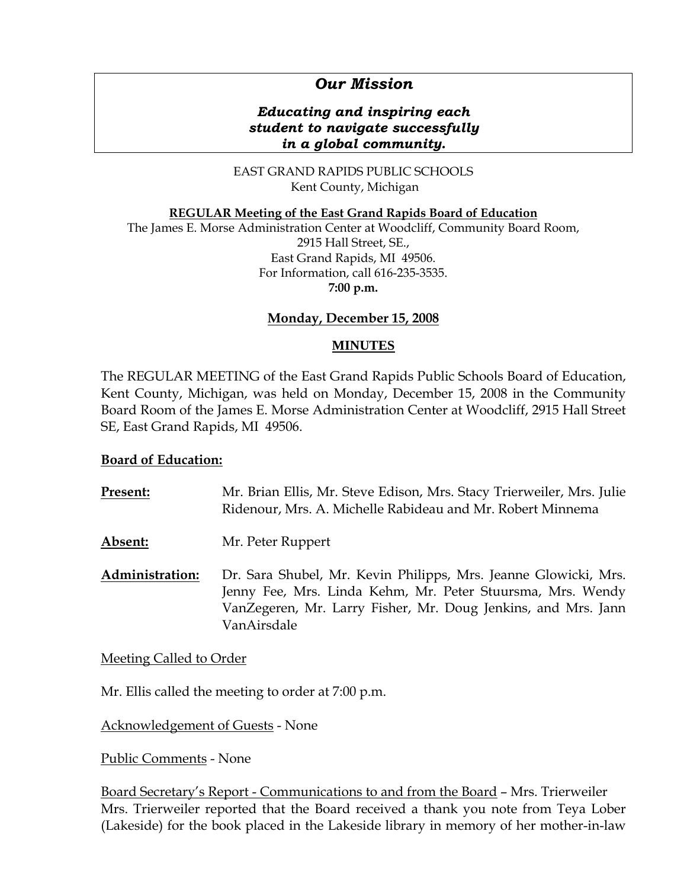# *Our Mission*

***Educating and inspiring each student to navigate successfully in a global community.***

EAST GRAND RAPIDS PUBLIC SCHOOLS
Kent County, Michigan

**REGULAR Meeting of the East Grand Rapids Board of Education**
The James E. Morse Administration Center at Woodcliff, Community Board Room,
2915 Hall Street, SE.,
East Grand Rapids, MI 49506.
For Information, call 616-235-3535.
**7:00 p.m.**

**Monday, December 15, 2008**

**MINUTES**

The REGULAR MEETING of the East Grand Rapids Public Schools Board of Education, Kent County, Michigan, was held on Monday, December 15, 2008 in the Community Board Room of the James E. Morse Administration Center at Woodcliff, 2915 Hall Street SE, East Grand Rapids, MI 49506.

**Board of Education:**

**Present:** Mr. Brian Ellis, Mr. Steve Edison, Mrs. Stacy Trierweiler, Mrs. Julie Ridenour, Mrs. A. Michelle Rabideau and Mr. Robert Minnema

**Absent:** Mr. Peter Ruppert

**Administration:** Dr. Sara Shubel, Mr. Kevin Philipps, Mrs. Jeanne Glowicki, Mrs. Jenny Fee, Mrs. Linda Kehm, Mr. Peter Stuursma, Mrs. Wendy VanZegeren, Mr. Larry Fisher, Mr. Doug Jenkins, and Mrs. Jann VanAirsdale

Meeting Called to Order

Mr. Ellis called the meeting to order at 7:00 p.m.

Acknowledgement of Guests - None

Public Comments - None

Board Secretary's Report - Communications to and from the Board – Mrs. Trierweiler
Mrs. Trierweiler reported that the Board received a thank you note from Teya Lober (Lakeside) for the book placed in the Lakeside library in memory of her mother-in-law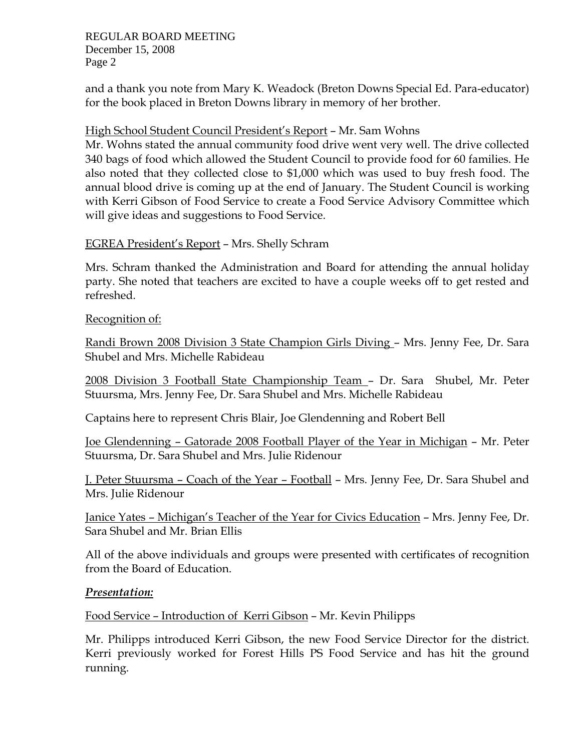and a thank you note from Mary K. Weadock (Breton Downs Special Ed. Para-educator) for the book placed in Breton Downs library in memory of her brother.

High School Student Council President's Report – Mr. Sam Wohns

Mr. Wohns stated the annual community food drive went very well. The drive collected 340 bags of food which allowed the Student Council to provide food for 60 families. He also noted that they collected close to $1,000 which was used to buy fresh food. The annual blood drive is coming up at the end of January. The Student Council is working with Kerri Gibson of Food Service to create a Food Service Advisory Committee which will give ideas and suggestions to Food Service.

EGREA President's Report – Mrs. Shelly Schram

Mrs. Schram thanked the Administration and Board for attending the annual holiday party. She noted that teachers are excited to have a couple weeks off to get rested and refreshed.

Recognition of:

Randi Brown 2008 Division 3 State Champion Girls Diving – Mrs. Jenny Fee, Dr. Sara Shubel and Mrs. Michelle Rabideau

2008 Division 3 Football State Championship Team – Dr. Sara Shubel, Mr. Peter Stuursma, Mrs. Jenny Fee, Dr. Sara Shubel and Mrs. Michelle Rabideau

Captains here to represent Chris Blair, Joe Glendenning and Robert Bell

Joe Glendenning – Gatorade 2008 Football Player of the Year in Michigan – Mr. Peter Stuursma, Dr. Sara Shubel and Mrs. Julie Ridenour

J. Peter Stuursma – Coach of the Year – Football – Mrs. Jenny Fee, Dr. Sara Shubel and Mrs. Julie Ridenour

Janice Yates – Michigan's Teacher of the Year for Civics Education – Mrs. Jenny Fee, Dr. Sara Shubel and Mr. Brian Ellis

All of the above individuals and groups were presented with certificates of recognition from the Board of Education.

***Presentation:***

Food Service – Introduction of Kerri Gibson – Mr. Kevin Philipps

Mr. Philipps introduced Kerri Gibson, the new Food Service Director for the district. Kerri previously worked for Forest Hills PS Food Service and has hit the ground running.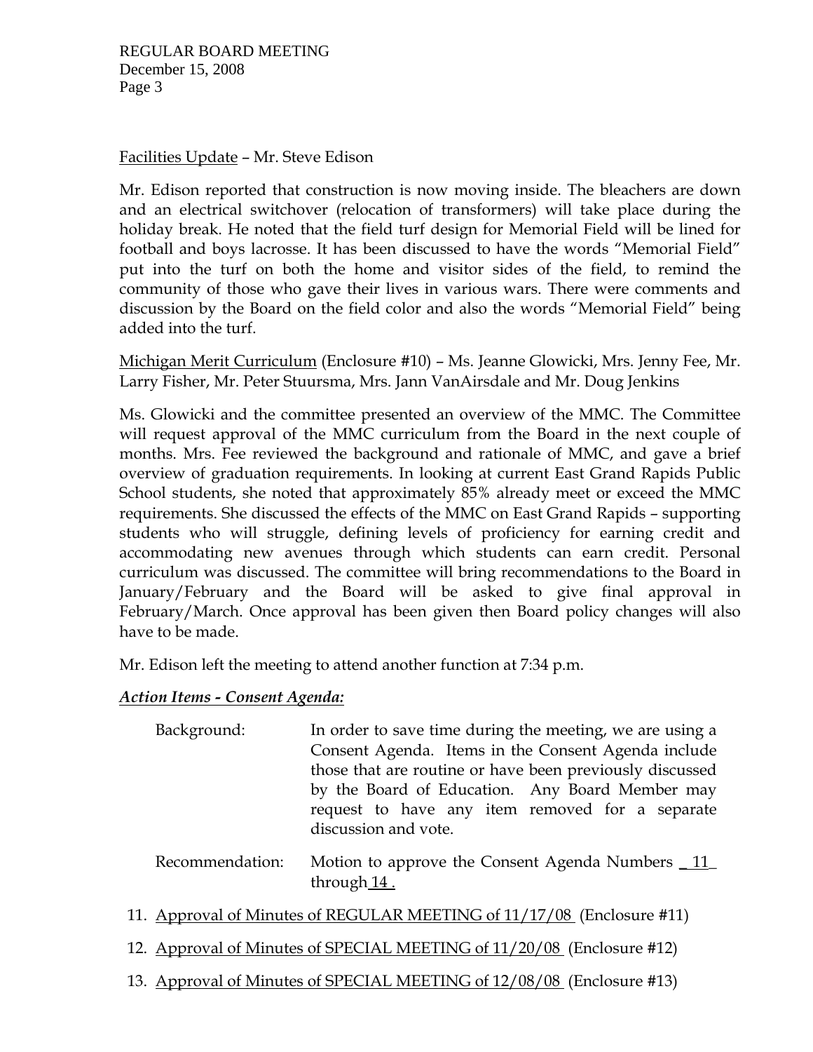Facilities Update – Mr. Steve Edison

Mr. Edison reported that construction is now moving inside. The bleachers are down and an electrical switchover (relocation of transformers) will take place during the holiday break. He noted that the field turf design for Memorial Field will be lined for football and boys lacrosse. It has been discussed to have the words "Memorial Field" put into the turf on both the home and visitor sides of the field, to remind the community of those who gave their lives in various wars. There were comments and discussion by the Board on the field color and also the words "Memorial Field" being added into the turf.

Michigan Merit Curriculum (Enclosure #10) – Ms. Jeanne Glowicki, Mrs. Jenny Fee, Mr. Larry Fisher, Mr. Peter Stuursma, Mrs. Jann VanAirsdale and Mr. Doug Jenkins

Ms. Glowicki and the committee presented an overview of the MMC. The Committee will request approval of the MMC curriculum from the Board in the next couple of months. Mrs. Fee reviewed the background and rationale of MMC, and gave a brief overview of graduation requirements. In looking at current East Grand Rapids Public School students, she noted that approximately 85% already meet or exceed the MMC requirements. She discussed the effects of the MMC on East Grand Rapids – supporting students who will struggle, defining levels of proficiency for earning credit and accommodating new avenues through which students can earn credit. Personal curriculum was discussed. The committee will bring recommendations to the Board in January/February and the Board will be asked to give final approval in February/March. Once approval has been given then Board policy changes will also have to be made.

Mr. Edison left the meeting to attend another function at 7:34 p.m.

***Action Items - Consent Agenda:***

Background: In order to save time during the meeting, we are using a Consent Agenda. Items in the Consent Agenda include those that are routine or have been previously discussed by the Board of Education. Any Board Member may request to have any item removed for a separate discussion and vote.

Recommendation: Motion to approve the Consent Agenda Numbers _11_ through 14 .

11. Approval of Minutes of REGULAR MEETING of 11/17/08 (Enclosure #11)
12. Approval of Minutes of SPECIAL MEETING of 11/20/08 (Enclosure #12)
13. Approval of Minutes of SPECIAL MEETING of 12/08/08 (Enclosure #13)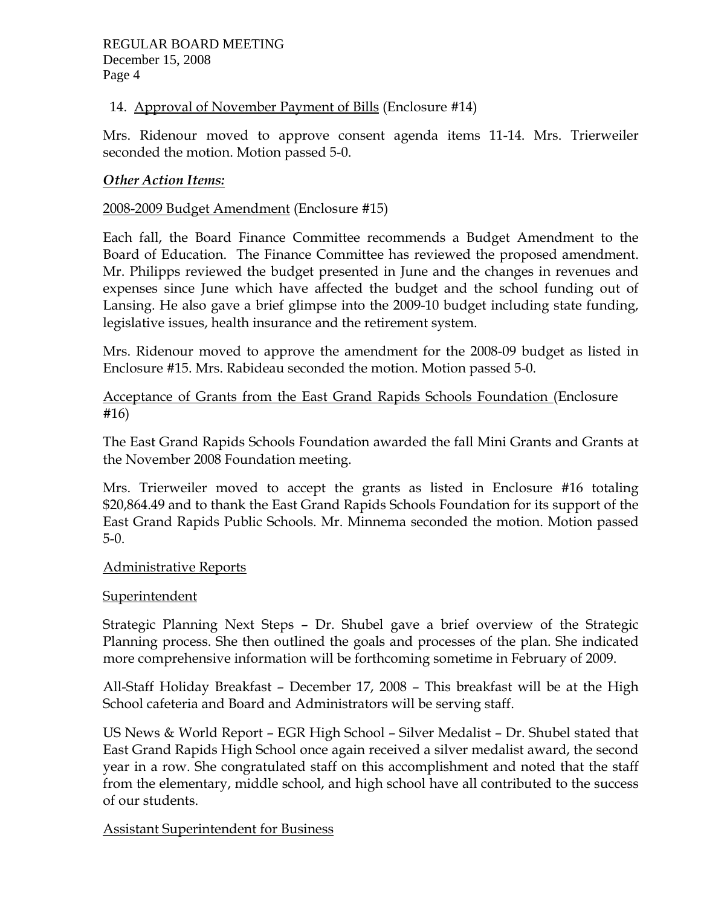14. Approval of November Payment of Bills (Enclosure #14)

Mrs. Ridenour moved to approve consent agenda items 11-14. Mrs. Trierweiler seconded the motion. Motion passed 5-0.

***Other Action Items:***

2008-2009 Budget Amendment (Enclosure #15)

Each fall, the Board Finance Committee recommends a Budget Amendment to the Board of Education. The Finance Committee has reviewed the proposed amendment. Mr. Philipps reviewed the budget presented in June and the changes in revenues and expenses since June which have affected the budget and the school funding out of Lansing. He also gave a brief glimpse into the 2009-10 budget including state funding, legislative issues, health insurance and the retirement system.

Mrs. Ridenour moved to approve the amendment for the 2008-09 budget as listed in Enclosure #15. Mrs. Rabideau seconded the motion. Motion passed 5-0.

Acceptance of Grants from the East Grand Rapids Schools Foundation (Enclosure #16)

The East Grand Rapids Schools Foundation awarded the fall Mini Grants and Grants at the November 2008 Foundation meeting.

Mrs. Trierweiler moved to accept the grants as listed in Enclosure #16 totaling $20,864.49 and to thank the East Grand Rapids Schools Foundation for its support of the East Grand Rapids Public Schools. Mr. Minnema seconded the motion. Motion passed 5-0.

Administrative Reports

Superintendent

Strategic Planning Next Steps – Dr. Shubel gave a brief overview of the Strategic Planning process. She then outlined the goals and processes of the plan. She indicated more comprehensive information will be forthcoming sometime in February of 2009.

All-Staff Holiday Breakfast – December 17, 2008 – This breakfast will be at the High School cafeteria and Board and Administrators will be serving staff.

US News & World Report – EGR High School – Silver Medalist – Dr. Shubel stated that East Grand Rapids High School once again received a silver medalist award, the second year in a row. She congratulated staff on this accomplishment and noted that the staff from the elementary, middle school, and high school have all contributed to the success of our students.

Assistant Superintendent for Business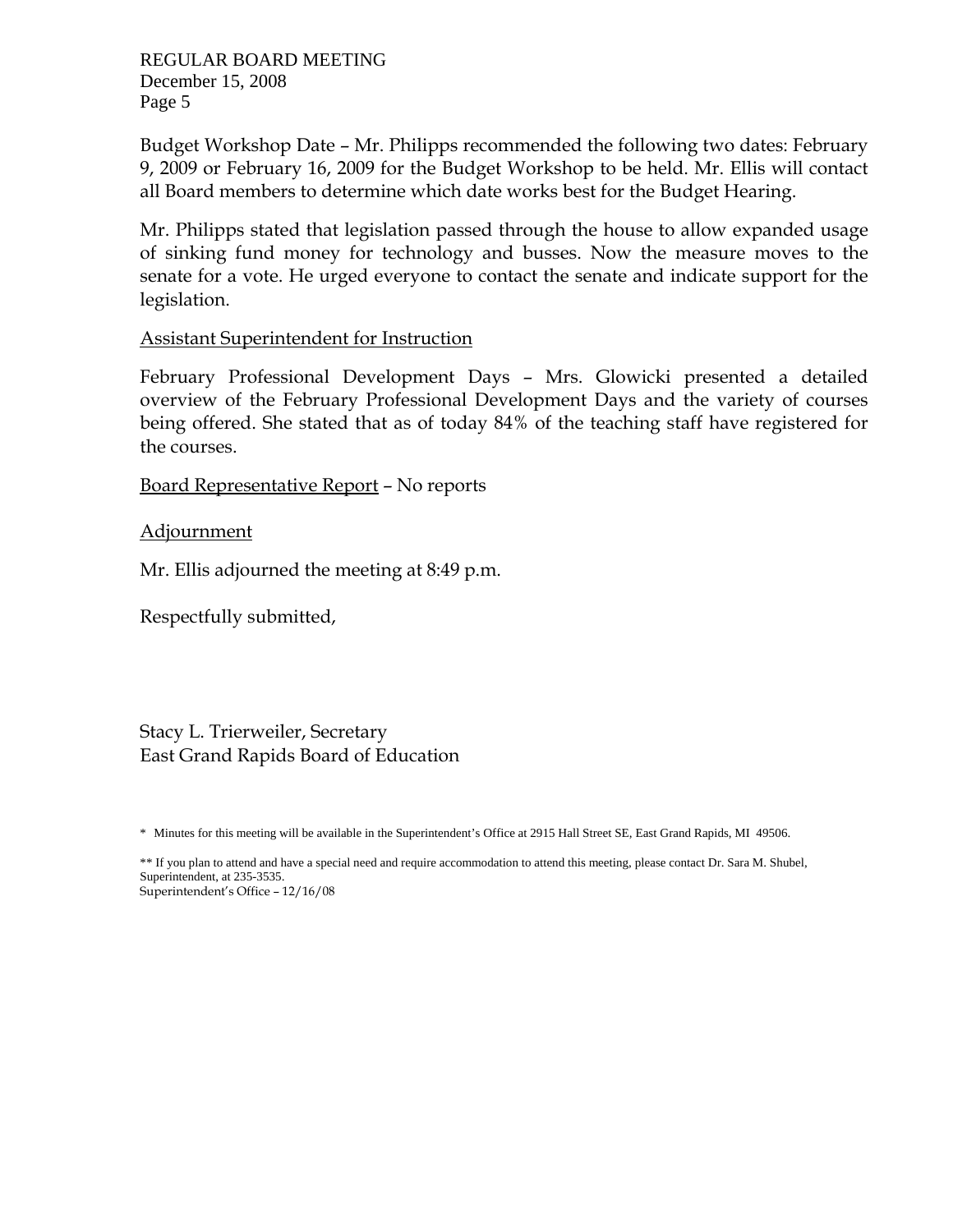Budget Workshop Date – Mr. Philipps recommended the following two dates: February 9, 2009 or February 16, 2009 for the Budget Workshop to be held. Mr. Ellis will contact all Board members to determine which date works best for the Budget Hearing.

Mr. Philipps stated that legislation passed through the house to allow expanded usage of sinking fund money for technology and busses. Now the measure moves to the senate for a vote. He urged everyone to contact the senate and indicate support for the legislation.

Assistant Superintendent for Instruction

February Professional Development Days – Mrs. Glowicki presented a detailed overview of the February Professional Development Days and the variety of courses being offered. She stated that as of today 84% of the teaching staff have registered for the courses.

Board Representative Report – No reports

Adjournment

Mr. Ellis adjourned the meeting at 8:49 p.m.

Respectfully submitted,

Stacy L. Trierweiler, Secretary
East Grand Rapids Board of Education

\* Minutes for this meeting will be available in the Superintendent's Office at 2915 Hall Street SE, East Grand Rapids, MI 49506.

\*\* If you plan to attend and have a special need and require accommodation to attend this meeting, please contact Dr. Sara M. Shubel, Superintendent, at 235-3535.
Superintendent's Office – 12/16/08